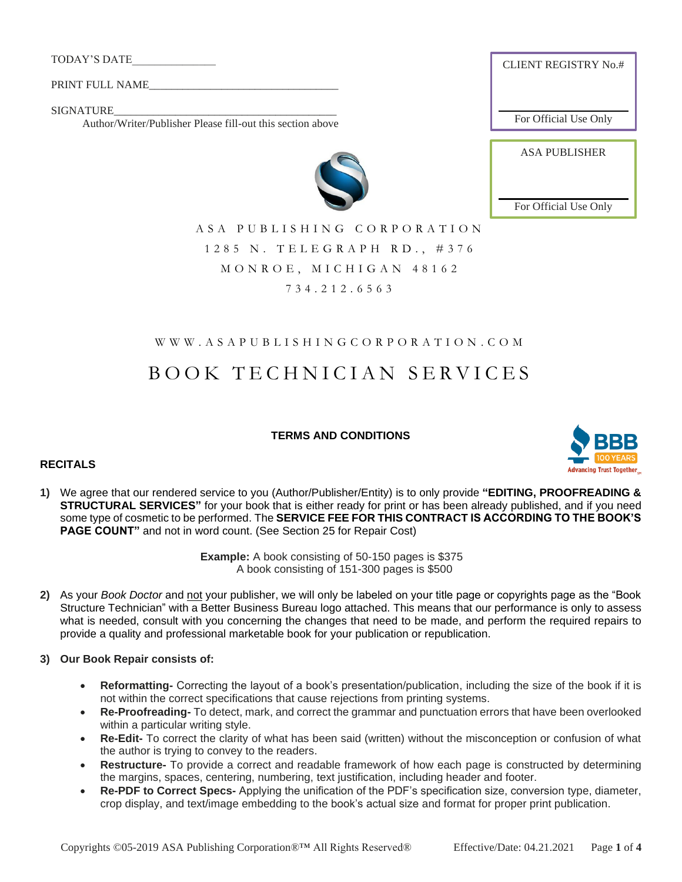TODAY'S DATE_______________

PRINT FULL NAME__________________________________

SIGNATURE_________________________________________

Author/Writer/Publisher Please fill-out this section above

| CLIENT REGISTRY No.# |
| --- |
| For Official Use Only |

| ASA PUBLISHER |
| --- |
| For Official Use Only |

ASA PUBLISHING CORPORATION

1285 N. TELEGRAPH RD., #376

MONROE, MICHIGAN 48162

734.212.6563

WWW.ASAPUBLISHINGCORPORATION.COM

# BOOK TECHNICIAN SERVICES

## TERMS AND CONDITIONS

### RECITALS

1) We agree that our rendered service to you (Author/Publisher/Entity) is to only provide **"EDITING, PROOFREADING & STRUCTURAL SERVICES"** for your book that is either ready for print or has been already published, and if you need some type of cosmetic to be performed. The **SERVICE FEE FOR THIS CONTRACT IS ACCORDING TO THE BOOK'S PAGE COUNT"** and not in word count. (See Section 25 for Repair Cost)

   **Example:** A book consisting of 50-150 pages is $375
   A book consisting of 151-300 pages is $500

2) As your *Book Doctor* and not your publisher, we will only be labeled on your title page or copyrights page as the "Book Structure Technician" with a Better Business Bureau logo attached. This means that our performance is only to assess what is needed, consult with you concerning the changes that need to be made, and perform the required repairs to provide a quality and professional marketable book for your publication or republication.

3) **Our Book Repair consists of:**

   - **Reformatting-** Correcting the layout of a book's presentation/publication, including the size of the book if it is not within the correct specifications that cause rejections from printing systems.
   - **Re-Proofreading-** To detect, mark, and correct the grammar and punctuation errors that have been overlooked within a particular writing style.
   - **Re-Edit-** To correct the clarity of what has been said (written) without the misconception or confusion of what the author is trying to convey to the readers.
   - **Restructure-** To provide a correct and readable framework of how each page is constructed by determining the margins, spaces, centering, numbering, text justification, including header and footer.
   - **Re-PDF to Correct Specs-** Applying the unification of the PDF's specification size, conversion type, diameter, crop display, and text/image embedding to the book's actual size and format for proper print publication.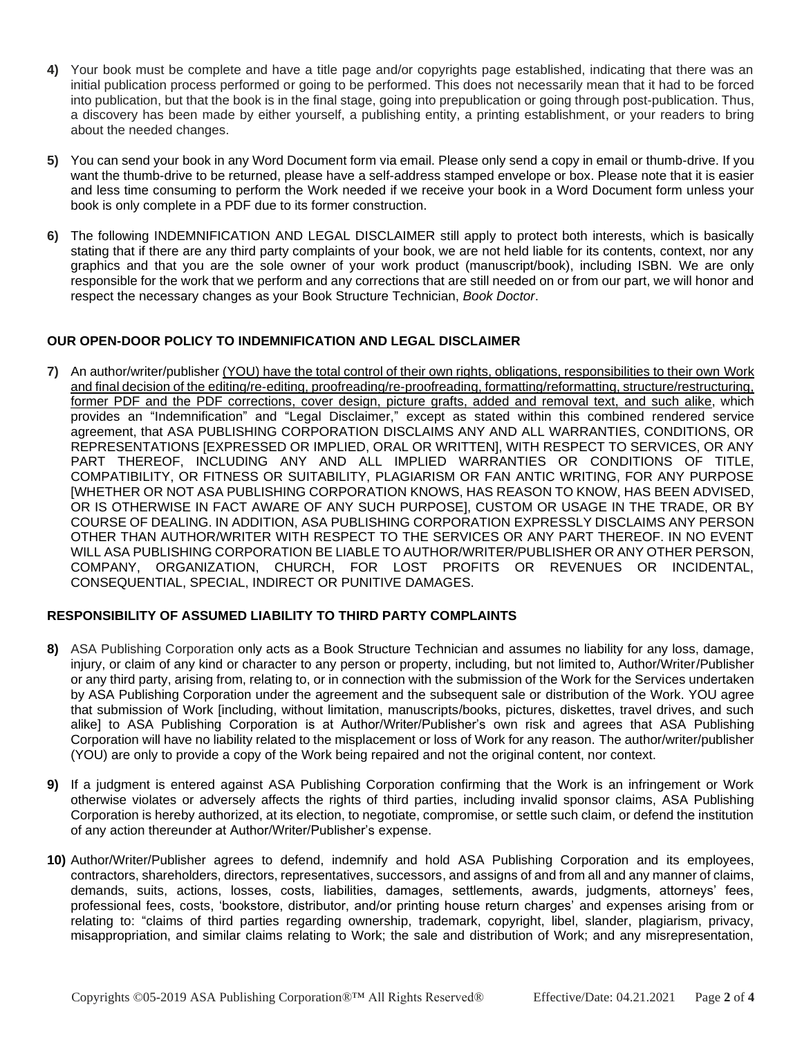**4)** Your book must be complete and have a title page and/or copyrights page established, indicating that there was an initial publication process performed or going to be performed. This does not necessarily mean that it had to be forced into publication, but that the book is in the final stage, going into prepublication or going through post-publication. Thus, a discovery has been made by either yourself, a publishing entity, a printing establishment, or your readers to bring about the needed changes.

**5)** You can send your book in any Word Document form via email. Please only send a copy in email or thumb-drive. If you want the thumb-drive to be returned, please have a self-address stamped envelope or box. Please note that it is easier and less time consuming to perform the Work needed if we receive your book in a Word Document form unless your book is only complete in a PDF due to its former construction.

**6)** The following INDEMNIFICATION AND LEGAL DISCLAIMER still apply to protect both interests, which is basically stating that if there are any third party complaints of your book, we are not held liable for its contents, context, nor any graphics and that you are the sole owner of your work product (manuscript/book), including ISBN. We are only responsible for the work that we perform and any corrections that are still needed on or from our part, we will honor and respect the necessary changes as your Book Structure Technician, *Book Doctor*.

**OUR OPEN-DOOR POLICY TO INDEMNIFICATION AND LEGAL DISCLAIMER**

**7)** An author/writer/publisher <u>(YOU) have the total control of their own rights, obligations, responsibilities to their own Work and final decision of the editing/re-editing, proofreading/re-proofreading, formatting/reformatting, structure/restructuring, former PDF and the PDF corrections, cover design, picture grafts, added and removal text, and such alike</u>, which provides an "Indemnification" and "Legal Disclaimer," except as stated within this combined rendered service agreement, that ASA PUBLISHING CORPORATION DISCLAIMS ANY AND ALL WARRANTIES, CONDITIONS, OR REPRESENTATIONS [EXPRESSED OR IMPLIED, ORAL OR WRITTEN], WITH RESPECT TO SERVICES, OR ANY PART THEREOF, INCLUDING ANY AND ALL IMPLIED WARRANTIES OR CONDITIONS OF TITLE, COMPATIBILITY, OR FITNESS OR SUITABILITY, PLAGIARISM OR FAN ANTIC WRITING, FOR ANY PURPOSE [WHETHER OR NOT ASA PUBLISHING CORPORATION KNOWS, HAS REASON TO KNOW, HAS BEEN ADVISED, OR IS OTHERWISE IN FACT AWARE OF ANY SUCH PURPOSE], CUSTOM OR USAGE IN THE TRADE, OR BY COURSE OF DEALING. IN ADDITION, ASA PUBLISHING CORPORATION EXPRESSLY DISCLAIMS ANY PERSON OTHER THAN AUTHOR/WRITER WITH RESPECT TO THE SERVICES OR ANY PART THEREOF. IN NO EVENT WILL ASA PUBLISHING CORPORATION BE LIABLE TO AUTHOR/WRITER/PUBLISHER OR ANY OTHER PERSON, COMPANY, ORGANIZATION, CHURCH, FOR LOST PROFITS OR REVENUES OR INCIDENTAL, CONSEQUENTIAL, SPECIAL, INDIRECT OR PUNITIVE DAMAGES.

**RESPONSIBILITY OF ASSUMED LIABILITY TO THIRD PARTY COMPLAINTS**

**8)** ASA Publishing Corporation only acts as a Book Structure Technician and assumes no liability for any loss, damage, injury, or claim of any kind or character to any person or property, including, but not limited to, Author/Writer/Publisher or any third party, arising from, relating to, or in connection with the submission of the Work for the Services undertaken by ASA Publishing Corporation under the agreement and the subsequent sale or distribution of the Work. YOU agree that submission of Work [including, without limitation, manuscripts/books, pictures, diskettes, travel drives, and such alike] to ASA Publishing Corporation is at Author/Writer/Publisher's own risk and agrees that ASA Publishing Corporation will have no liability related to the misplacement or loss of Work for any reason. The author/writer/publisher (YOU) are only to provide a copy of the Work being repaired and not the original content, nor context.

**9)** If a judgment is entered against ASA Publishing Corporation confirming that the Work is an infringement or Work otherwise violates or adversely affects the rights of third parties, including invalid sponsor claims, ASA Publishing Corporation is hereby authorized, at its election, to negotiate, compromise, or settle such claim, or defend the institution of any action thereunder at Author/Writer/Publisher's expense.

**10)** Author/Writer/Publisher agrees to defend, indemnify and hold ASA Publishing Corporation and its employees, contractors, shareholders, directors, representatives, successors, and assigns of and from all and any manner of claims, demands, suits, actions, losses, costs, liabilities, damages, settlements, awards, judgments, attorneys' fees, professional fees, costs, 'bookstore, distributor, and/or printing house return charges' and expenses arising from or relating to: "claims of third parties regarding ownership, trademark, copyright, libel, slander, plagiarism, privacy, misappropriation, and similar claims relating to Work; the sale and distribution of Work; and any misrepresentation,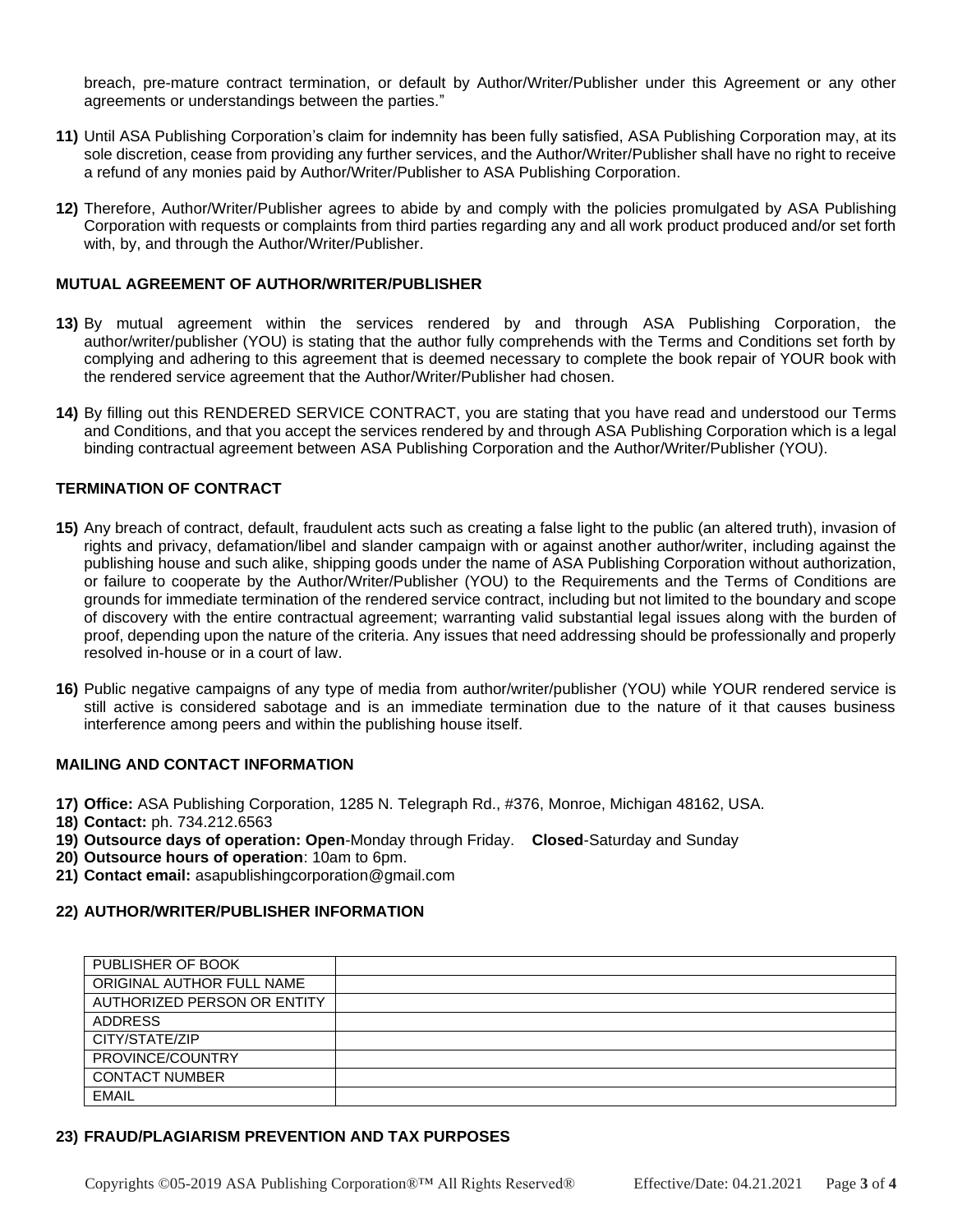breach, pre-mature contract termination, or default by Author/Writer/Publisher under this Agreement or any other agreements or understandings between the parties."

**11)** Until ASA Publishing Corporation's claim for indemnity has been fully satisfied, ASA Publishing Corporation may, at its sole discretion, cease from providing any further services, and the Author/Writer/Publisher shall have no right to receive a refund of any monies paid by Author/Writer/Publisher to ASA Publishing Corporation.

**12)** Therefore, Author/Writer/Publisher agrees to abide by and comply with the policies promulgated by ASA Publishing Corporation with requests or complaints from third parties regarding any and all work product produced and/or set forth with, by, and through the Author/Writer/Publisher.

### MUTUAL AGREEMENT OF AUTHOR/WRITER/PUBLISHER

**13)** By mutual agreement within the services rendered by and through ASA Publishing Corporation, the author/writer/publisher (YOU) is stating that the author fully comprehends with the Terms and Conditions set forth by complying and adhering to this agreement that is deemed necessary to complete the book repair of YOUR book with the rendered service agreement that the Author/Writer/Publisher had chosen.

**14)** By filling out this RENDERED SERVICE CONTRACT, you are stating that you have read and understood our Terms and Conditions, and that you accept the services rendered by and through ASA Publishing Corporation which is a legal binding contractual agreement between ASA Publishing Corporation and the Author/Writer/Publisher (YOU).

### TERMINATION OF CONTRACT

**15)** Any breach of contract, default, fraudulent acts such as creating a false light to the public (an altered truth), invasion of rights and privacy, defamation/libel and slander campaign with or against another author/writer, including against the publishing house and such alike, shipping goods under the name of ASA Publishing Corporation without authorization, or failure to cooperate by the Author/Writer/Publisher (YOU) to the Requirements and the Terms of Conditions are grounds for immediate termination of the rendered service contract, including but not limited to the boundary and scope of discovery with the entire contractual agreement; warranting valid substantial legal issues along with the burden of proof, depending upon the nature of the criteria. Any issues that need addressing should be professionally and properly resolved in-house or in a court of law.

**16)** Public negative campaigns of any type of media from author/writer/publisher (YOU) while YOUR rendered service is still active is considered sabotage and is an immediate termination due to the nature of it that causes business interference among peers and within the publishing house itself.

### MAILING AND CONTACT INFORMATION

**17) Office:** ASA Publishing Corporation, 1285 N. Telegraph Rd., #376, Monroe, Michigan 48162, USA.
**18) Contact:** ph. 734.212.6563
**19) Outsource days of operation: Open**-Monday through Friday. **Closed**-Saturday and Sunday
**20) Outsource hours of operation**: 10am to 6pm.
**21) Contact email:** asapublishingcorporation@gmail.com

### 22) AUTHOR/WRITER/PUBLISHER INFORMATION

| PUBLISHER OF BOOK | |
|---|---|
| ORIGINAL AUTHOR FULL NAME | |
| AUTHORIZED PERSON OR ENTITY | |
| ADDRESS | |
| CITY/STATE/ZIP | |
| PROVINCE/COUNTRY | |
| CONTACT NUMBER | |
| EMAIL | |

### 23) FRAUD/PLAGIARISM PREVENTION AND TAX PURPOSES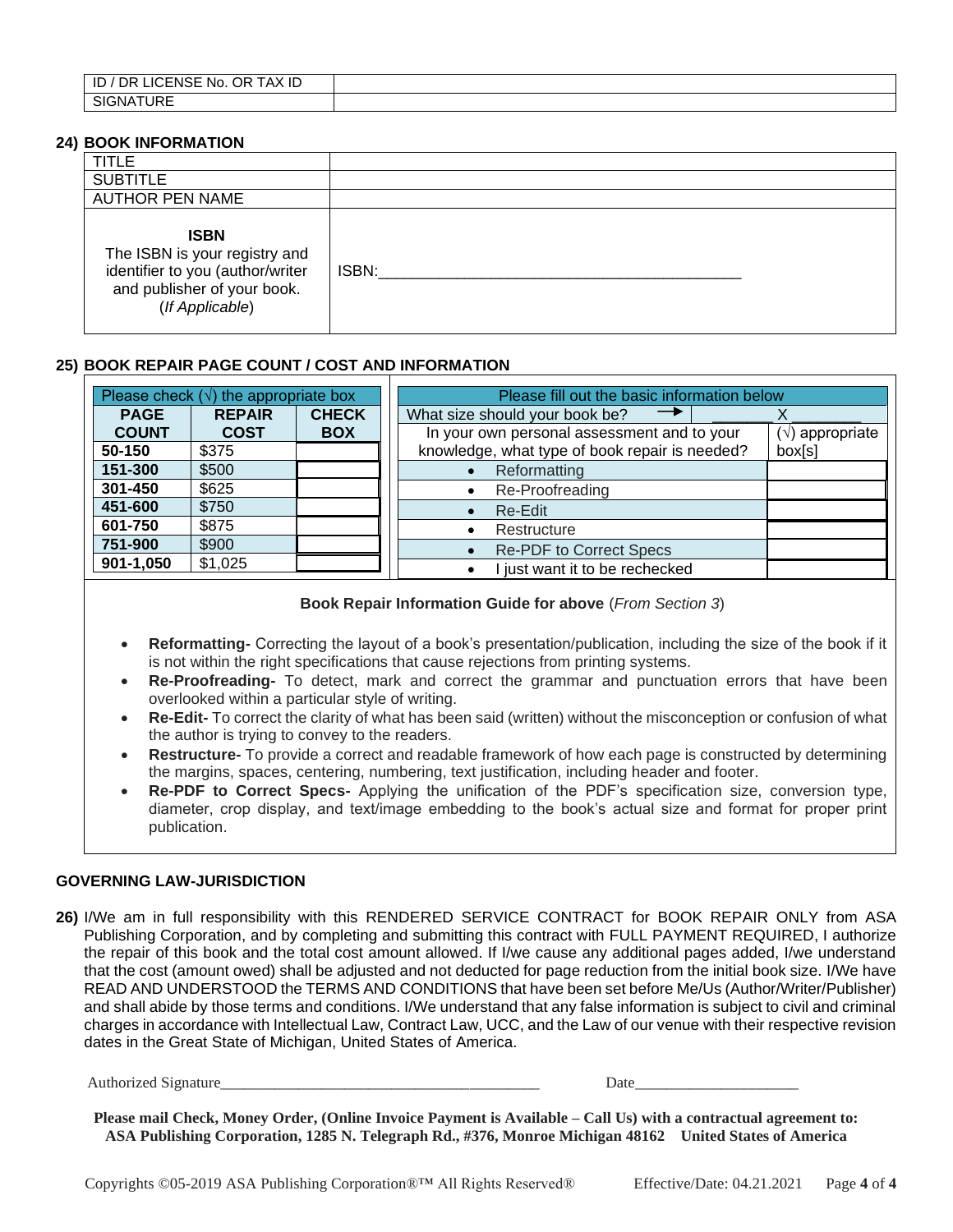| | |
|---|---|
| ID / DR LICENSE No. OR TAX ID | |
| SIGNATURE | |

**24) BOOK INFORMATION**

| | |
|---|---|
| TITLE | |
| SUBTITLE | |
| AUTHOR PEN NAME | |
| **ISBN** The ISBN is your registry and identifier to you (author/writer and publisher of your book. (*If Applicable*) | ISBN:\_\_\_\_\_\_\_\_\_\_\_\_\_\_\_\_\_\_\_\_\_\_\_\_\_\_\_\_\_\_\_\_\_\_\_\_\_\_\_\_ |

**25) BOOK REPAIR PAGE COUNT / COST AND INFORMATION**

| Please check (√) the appropriate box | | |
|---|---|---|
| **PAGE COUNT** | **REPAIR COST** | **CHECK BOX** |
| **50-150** | $375 | |
| **151-300** | $500 | |
| **301-450** | $625 | |
| **451-600** | $750 | |
| **601-750** | $875 | |
| **751-900** | $900 | |
| **901-1,050** | $1,025 | |

| Please fill out the basic information below | |
|---|---|
| What size should your book be? → | \_\_\_\_\_\_\_ X \_\_\_\_\_\_\_ |
| In your own personal assessment and to your knowledge, what type of book repair is needed? | (√) appropriate box[s] |
| • Reformatting | |
| • Re-Proofreading | |
| • Re-Edit | |
| • Restructure | |
| • Re-PDF to Correct Specs | |
| • I just want it to be rechecked | |

**Book Repair Information Guide for above** (*From Section 3*)

- **Reformatting-** Correcting the layout of a book's presentation/publication, including the size of the book if it is not within the right specifications that cause rejections from printing systems.
- **Re-Proofreading-** To detect, mark and correct the grammar and punctuation errors that have been overlooked within a particular style of writing.
- **Re-Edit-** To correct the clarity of what has been said (written) without the misconception or confusion of what the author is trying to convey to the readers.
- **Restructure-** To provide a correct and readable framework of how each page is constructed by determining the margins, spaces, centering, numbering, text justification, including header and footer.
- **Re-PDF to Correct Specs-** Applying the unification of the PDF's specification size, conversion type, diameter, crop display, and text/image embedding to the book's actual size and format for proper print publication.

**GOVERNING LAW-JURISDICTION**

**26)** I/We am in full responsibility with this RENDERED SERVICE CONTRACT for BOOK REPAIR ONLY from ASA Publishing Corporation, and by completing and submitting this contract with FULL PAYMENT REQUIRED, I authorize the repair of this book and the total cost amount allowed. If I/we cause any additional pages added, I/we understand that the cost (amount owed) shall be adjusted and not deducted for page reduction from the initial book size. I/We have READ AND UNDERSTOOD the TERMS AND CONDITIONS that have been set before Me/Us (Author/Writer/Publisher) and shall abide by those terms and conditions. I/We understand that any false information is subject to civil and criminal charges in accordance with Intellectual Law, Contract Law, UCC, and the Law of our venue with their respective revision dates in the Great State of Michigan, United States of America.

Authorized Signature\_\_\_\_\_\_\_\_\_\_\_\_\_\_\_\_\_\_\_\_\_\_\_\_\_\_\_\_\_\_\_\_\_\_\_\_\_\_\_\_ Date\_\_\_\_\_\_\_\_\_\_\_\_\_\_\_\_\_\_\_\_\_

**Please mail Check, Money Order, (Online Invoice Payment is Available – Call Us) with a contractual agreement to: ASA Publishing Corporation, 1285 N. Telegraph Rd., #376, Monroe Michigan 48162 United States of America**

Copyrights ©05-2019 ASA Publishing Corporation®™ All Rights Reserved® Effective/Date: 04.21.2021